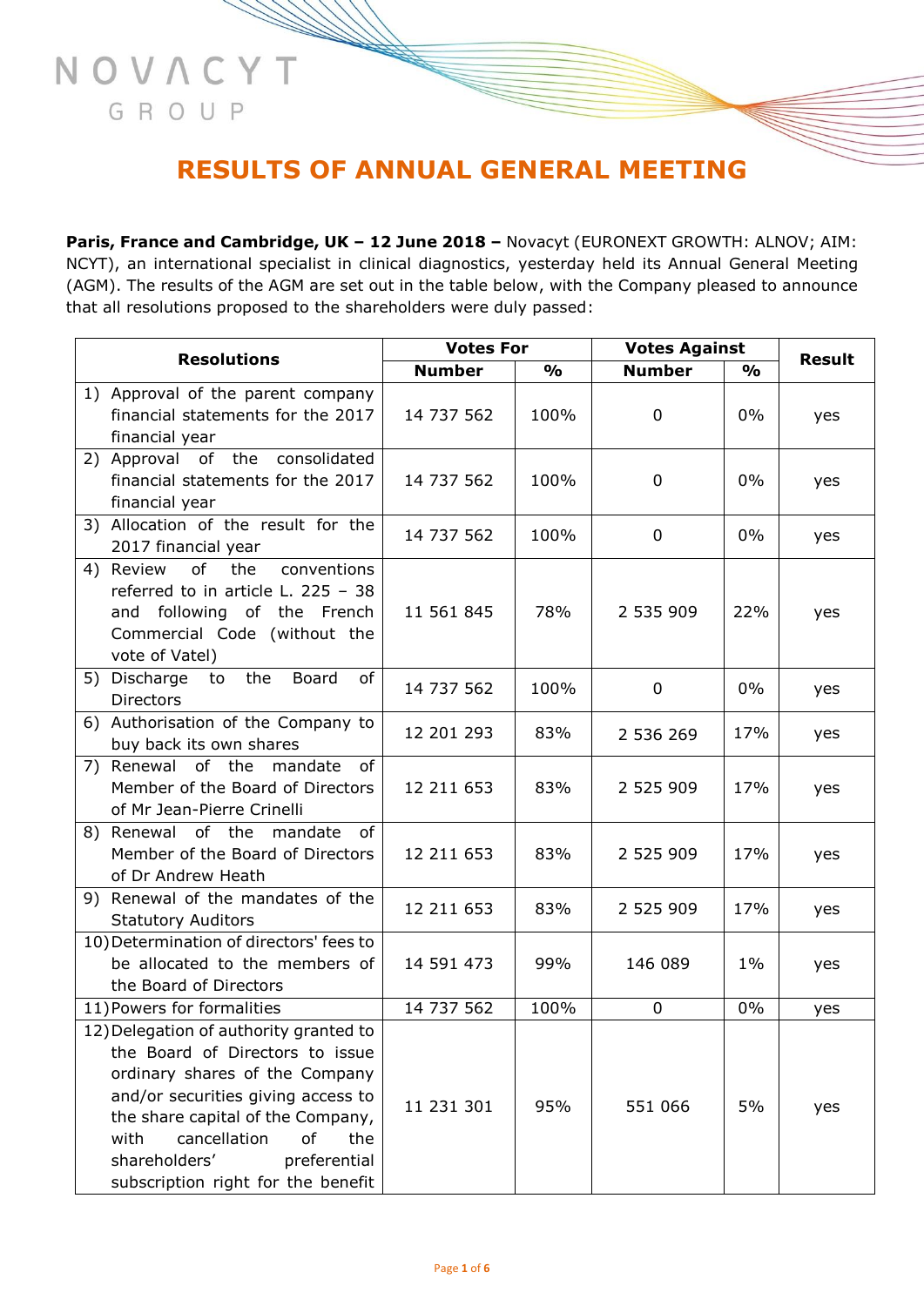NOVACYT GROUP

# RESULTS OF ANNUAL GENERAL MEETING

**Paris, France and Cambridge, UK – 12 June 2018 –** Novacyt (EURONEXT GROWTH: ALNOV; AIM: NCYT), an international specialist in clinical diagnostics, yesterday held its Annual General Meeting (AGM). The results of the AGM are set out in the table below, with the Company pleased to announce that all resolutions proposed to the shareholders were duly passed:

| Resolutions | Votes For | | Votes Against | | Result |
|---|---|---|---|---|---|
| | Number | % | Number | % | |
| 1) Approval of the parent company financial statements for the 2017 financial year | 14 737 562 | 100% | 0 | 0% | yes |
| 2) Approval of the consolidated financial statements for the 2017 financial year | 14 737 562 | 100% | 0 | 0% | yes |
| 3) Allocation of the result for the 2017 financial year | 14 737 562 | 100% | 0 | 0% | yes |
| 4) Review of the conventions referred to in article L. 225 – 38 and following of the French Commercial Code (without the vote of Vatel) | 11 561 845 | 78% | 2 535 909 | 22% | yes |
| 5) Discharge to the Board of Directors | 14 737 562 | 100% | 0 | 0% | yes |
| 6) Authorisation of the Company to buy back its own shares | 12 201 293 | 83% | 2 536 269 | 17% | yes |
| 7) Renewal of the mandate of Member of the Board of Directors of Mr Jean-Pierre Crinelli | 12 211 653 | 83% | 2 525 909 | 17% | yes |
| 8) Renewal of the mandate of Member of the Board of Directors of Dr Andrew Heath | 12 211 653 | 83% | 2 525 909 | 17% | yes |
| 9) Renewal of the mandates of the Statutory Auditors | 12 211 653 | 83% | 2 525 909 | 17% | yes |
| 10) Determination of directors' fees to be allocated to the members of the Board of Directors | 14 591 473 | 99% | 146 089 | 1% | yes |
| 11) Powers for formalities | 14 737 562 | 100% | 0 | 0% | yes |
| 12) Delegation of authority granted to the Board of Directors to issue ordinary shares of the Company and/or securities giving access to the share capital of the Company, with cancellation of the shareholders' preferential subscription right for the benefit | 11 231 301 | 95% | 551 066 | 5% | yes |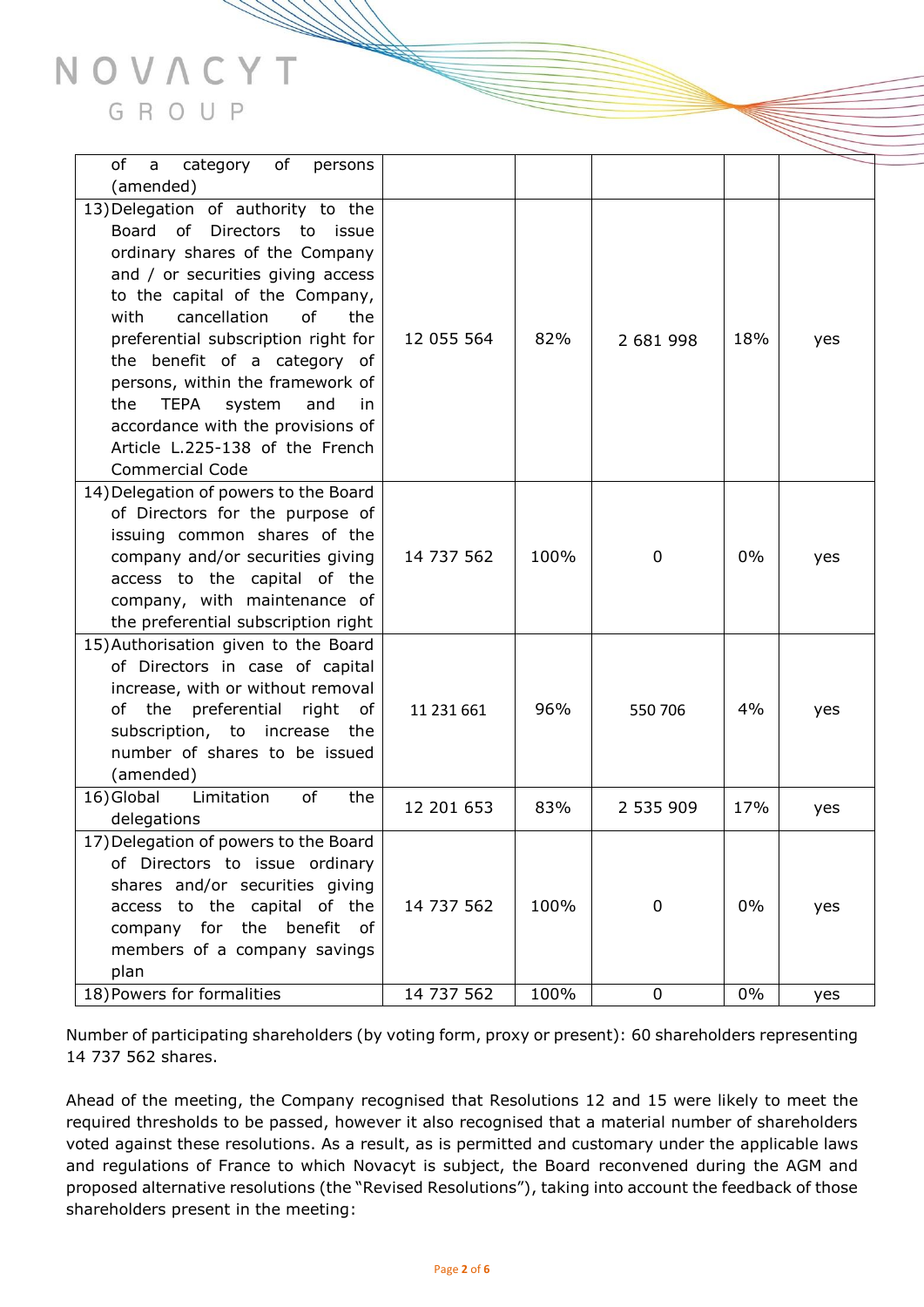| | | | | | |
|---|---|---|---|---|---|
| of a category of persons (amended) | | | | | |
| 13) Delegation of authority to the Board of Directors to issue ordinary shares of the Company and / or securities giving access to the capital of the Company, with cancellation of the preferential subscription right for the benefit of a category of persons, within the framework of the TEPA system and in accordance with the provisions of Article L.225-138 of the French Commercial Code | 12 055 564 | 82% | 2 681 998 | 18% | yes |
| 14) Delegation of powers to the Board of Directors for the purpose of issuing common shares of the company and/or securities giving access to the capital of the company, with maintenance of the preferential subscription right | 14 737 562 | 100% | 0 | 0% | yes |
| 15) Authorisation given to the Board of Directors in case of capital increase, with or without removal of the preferential right of subscription, to increase the number of shares to be issued (amended) | 11 231 661 | 96% | 550 706 | 4% | yes |
| 16) Global Limitation of the delegations | 12 201 653 | 83% | 2 535 909 | 17% | yes |
| 17) Delegation of powers to the Board of Directors to issue ordinary shares and/or securities giving access to the capital of the company for the benefit of members of a company savings plan | 14 737 562 | 100% | 0 | 0% | yes |
| 18) Powers for formalities | 14 737 562 | 100% | 0 | 0% | yes |

Number of participating shareholders (by voting form, proxy or present): 60 shareholders representing 14 737 562 shares.

Ahead of the meeting, the Company recognised that Resolutions 12 and 15 were likely to meet the required thresholds to be passed, however it also recognised that a material number of shareholders voted against these resolutions. As a result, as is permitted and customary under the applicable laws and regulations of France to which Novacyt is subject, the Board reconvened during the AGM and proposed alternative resolutions (the "Revised Resolutions"), taking into account the feedback of those shareholders present in the meeting: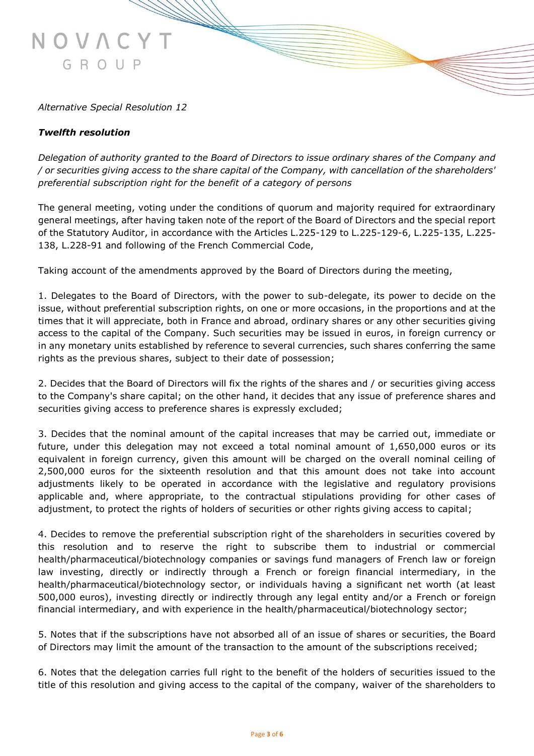*Alternative Special Resolution 12*

***Twelfth resolution***

*Delegation of authority granted to the Board of Directors to issue ordinary shares of the Company and / or securities giving access to the share capital of the Company, with cancellation of the shareholders' preferential subscription right for the benefit of a category of persons*

The general meeting, voting under the conditions of quorum and majority required for extraordinary general meetings, after having taken note of the report of the Board of Directors and the special report of the Statutory Auditor, in accordance with the Articles L.225-129 to L.225-129-6, L.225-135, L.225-138, L.228-91 and following of the French Commercial Code,

Taking account of the amendments approved by the Board of Directors during the meeting,

1. Delegates to the Board of Directors, with the power to sub-delegate, its power to decide on the issue, without preferential subscription rights, on one or more occasions, in the proportions and at the times that it will appreciate, both in France and abroad, ordinary shares or any other securities giving access to the capital of the Company. Such securities may be issued in euros, in foreign currency or in any monetary units established by reference to several currencies, such shares conferring the same rights as the previous shares, subject to their date of possession;

2. Decides that the Board of Directors will fix the rights of the shares and / or securities giving access to the Company's share capital; on the other hand, it decides that any issue of preference shares and securities giving access to preference shares is expressly excluded;

3. Decides that the nominal amount of the capital increases that may be carried out, immediate or future, under this delegation may not exceed a total nominal amount of 1,650,000 euros or its equivalent in foreign currency, given this amount will be charged on the overall nominal ceiling of 2,500,000 euros for the sixteenth resolution and that this amount does not take into account adjustments likely to be operated in accordance with the legislative and regulatory provisions applicable and, where appropriate, to the contractual stipulations providing for other cases of adjustment, to protect the rights of holders of securities or other rights giving access to capital;

4. Decides to remove the preferential subscription right of the shareholders in securities covered by this resolution and to reserve the right to subscribe them to industrial or commercial health/pharmaceutical/biotechnology companies or savings fund managers of French law or foreign law investing, directly or indirectly through a French or foreign financial intermediary, in the health/pharmaceutical/biotechnology sector, or individuals having a significant net worth (at least 500,000 euros), investing directly or indirectly through any legal entity and/or a French or foreign financial intermediary, and with experience in the health/pharmaceutical/biotechnology sector;

5. Notes that if the subscriptions have not absorbed all of an issue of shares or securities, the Board of Directors may limit the amount of the transaction to the amount of the subscriptions received;

6. Notes that the delegation carries full right to the benefit of the holders of securities issued to the title of this resolution and giving access to the capital of the company, waiver of the shareholders to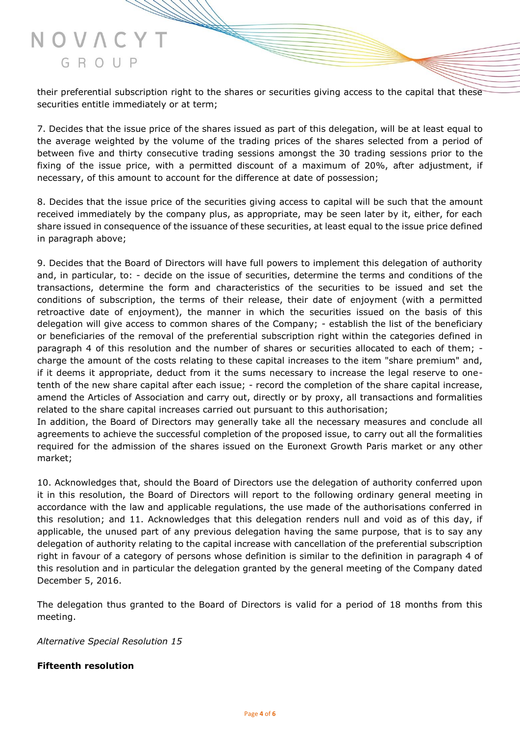their preferential subscription right to the shares or securities giving access to the capital that these securities entitle immediately or at term;

7. Decides that the issue price of the shares issued as part of this delegation, will be at least equal to the average weighted by the volume of the trading prices of the shares selected from a period of between five and thirty consecutive trading sessions amongst the 30 trading sessions prior to the fixing of the issue price, with a permitted discount of a maximum of 20%, after adjustment, if necessary, of this amount to account for the difference at date of possession;

8. Decides that the issue price of the securities giving access to capital will be such that the amount received immediately by the company plus, as appropriate, may be seen later by it, either, for each share issued in consequence of the issuance of these securities, at least equal to the issue price defined in paragraph above;

9. Decides that the Board of Directors will have full powers to implement this delegation of authority and, in particular, to: - decide on the issue of securities, determine the terms and conditions of the transactions, determine the form and characteristics of the securities to be issued and set the conditions of subscription, the terms of their release, their date of enjoyment (with a permitted retroactive date of enjoyment), the manner in which the securities issued on the basis of this delegation will give access to common shares of the Company; - establish the list of the beneficiary or beneficiaries of the removal of the preferential subscription right within the categories defined in paragraph 4 of this resolution and the number of shares or securities allocated to each of them; - charge the amount of the costs relating to these capital increases to the item "share premium" and, if it deems it appropriate, deduct from it the sums necessary to increase the legal reserve to one-tenth of the new share capital after each issue; - record the completion of the share capital increase, amend the Articles of Association and carry out, directly or by proxy, all transactions and formalities related to the share capital increases carried out pursuant to this authorisation;
In addition, the Board of Directors may generally take all the necessary measures and conclude all agreements to achieve the successful completion of the proposed issue, to carry out all the formalities required for the admission of the shares issued on the Euronext Growth Paris market or any other market;

10. Acknowledges that, should the Board of Directors use the delegation of authority conferred upon it in this resolution, the Board of Directors will report to the following ordinary general meeting in accordance with the law and applicable regulations, the use made of the authorisations conferred in this resolution; and 11. Acknowledges that this delegation renders null and void as of this day, if applicable, the unused part of any previous delegation having the same purpose, that is to say any delegation of authority relating to the capital increase with cancellation of the preferential subscription right in favour of a category of persons whose definition is similar to the definition in paragraph 4 of this resolution and in particular the delegation granted by the general meeting of the Company dated December 5, 2016.

The delegation thus granted to the Board of Directors is valid for a period of 18 months from this meeting.

*Alternative Special Resolution 15*

**Fifteenth resolution**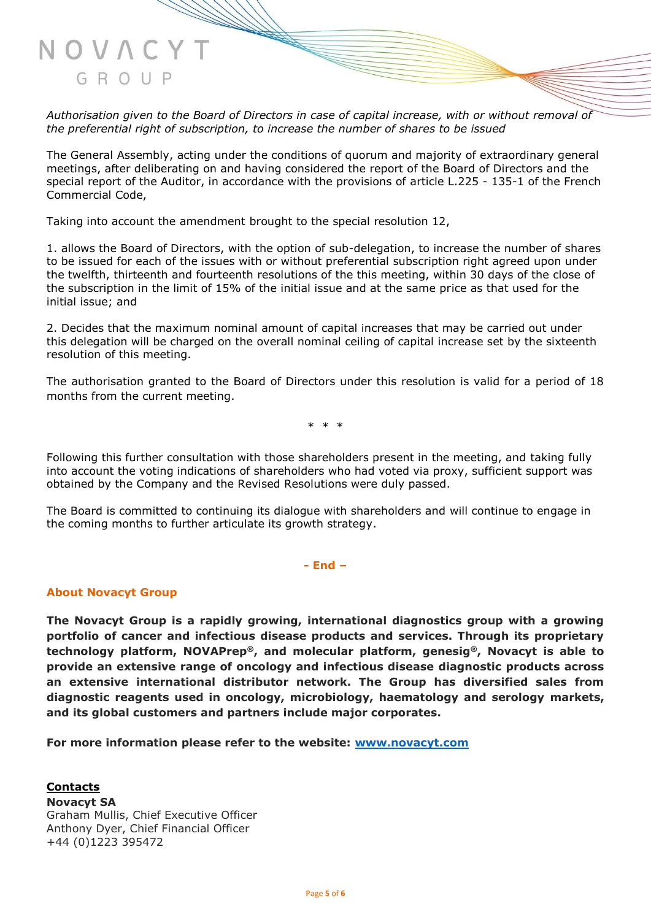*Authorisation given to the Board of Directors in case of capital increase, with or without removal of the preferential right of subscription, to increase the number of shares to be issued*

The General Assembly, acting under the conditions of quorum and majority of extraordinary general meetings, after deliberating on and having considered the report of the Board of Directors and the special report of the Auditor, in accordance with the provisions of article L.225 - 135-1 of the French Commercial Code,

Taking into account the amendment brought to the special resolution 12,

1. allows the Board of Directors, with the option of sub-delegation, to increase the number of shares to be issued for each of the issues with or without preferential subscription right agreed upon under the twelfth, thirteenth and fourteenth resolutions of the this meeting, within 30 days of the close of the subscription in the limit of 15% of the initial issue and at the same price as that used for the initial issue; and

2. Decides that the maximum nominal amount of capital increases that may be carried out under this delegation will be charged on the overall nominal ceiling of capital increase set by the sixteenth resolution of this meeting.

The authorisation granted to the Board of Directors under this resolution is valid for a period of 18 months from the current meeting.

\* \* \*

Following this further consultation with those shareholders present in the meeting, and taking fully into account the voting indications of shareholders who had voted via proxy, sufficient support was obtained by the Company and the Revised Resolutions were duly passed.

The Board is committed to continuing its dialogue with shareholders and will continue to engage in the coming months to further articulate its growth strategy.

**- End –**

## About Novacyt Group

**The Novacyt Group is a rapidly growing, international diagnostics group with a growing portfolio of cancer and infectious disease products and services. Through its proprietary technology platform, NOVAPrep®, and molecular platform, genesig®, Novacyt is able to provide an extensive range of oncology and infectious disease diagnostic products across an extensive international distributor network. The Group has diversified sales from diagnostic reagents used in oncology, microbiology, haematology and serology markets, and its global customers and partners include major corporates.**

**For more information please refer to the website: [www.novacyt.com](www.novacyt.com)**

**Contacts**
**Novacyt SA**
Graham Mullis, Chief Executive Officer
Anthony Dyer, Chief Financial Officer
+44 (0)1223 395472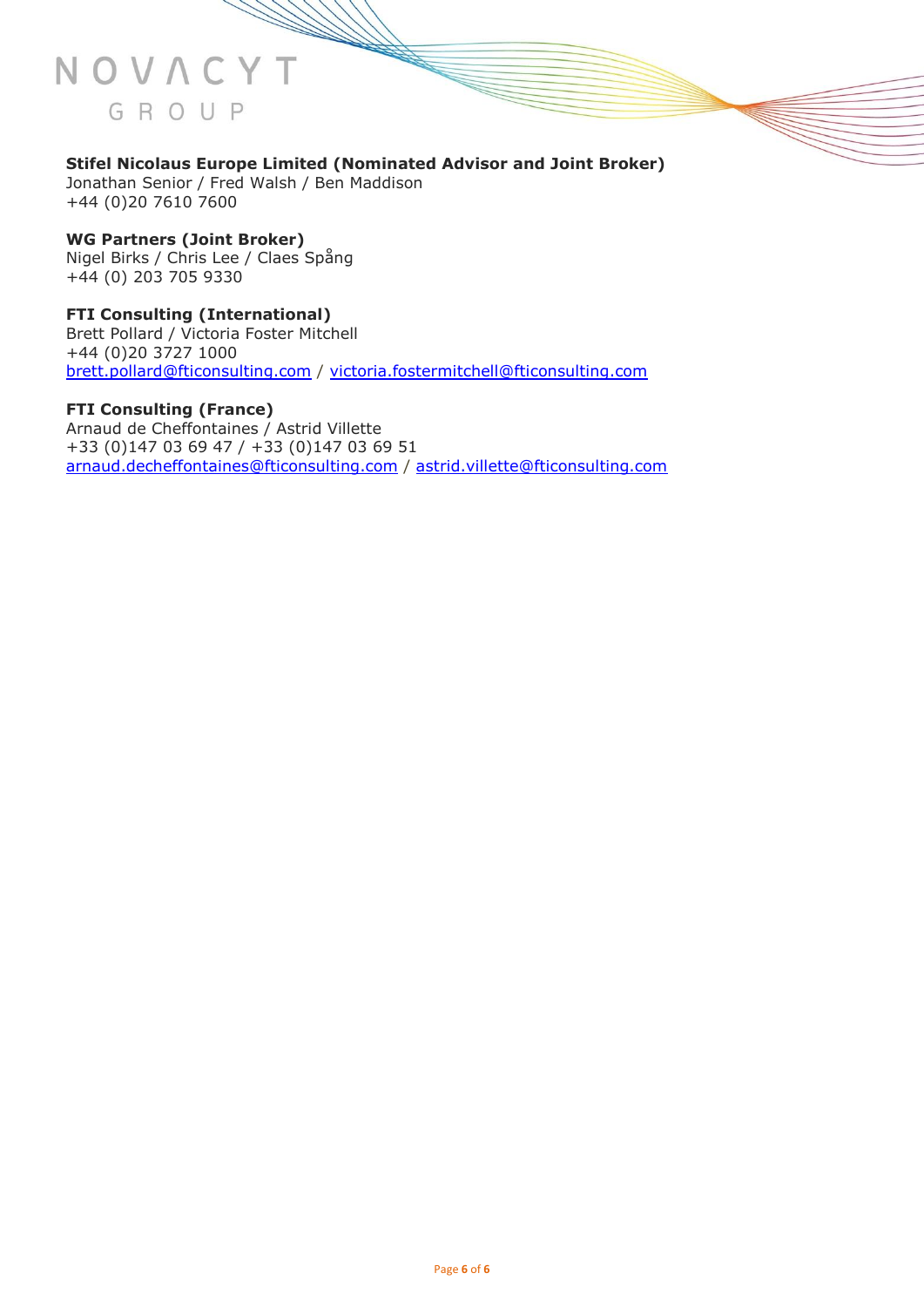**Stifel Nicolaus Europe Limited (Nominated Advisor and Joint Broker)**
Jonathan Senior / Fred Walsh / Ben Maddison
+44 (0)20 7610 7600

**WG Partners (Joint Broker)**
Nigel Birks / Chris Lee / Claes Spång
+44 (0) 203 705 9330

**FTI Consulting (International)**
Brett Pollard / Victoria Foster Mitchell
+44 (0)20 3727 1000
brett.pollard@fticonsulting.com / victoria.fostermitchell@fticonsulting.com

**FTI Consulting (France)**
Arnaud de Cheffontaines / Astrid Villette
+33 (0)147 03 69 47 / +33 (0)147 03 69 51
arnaud.decheffontaines@fticonsulting.com / astrid.villette@fticonsulting.com